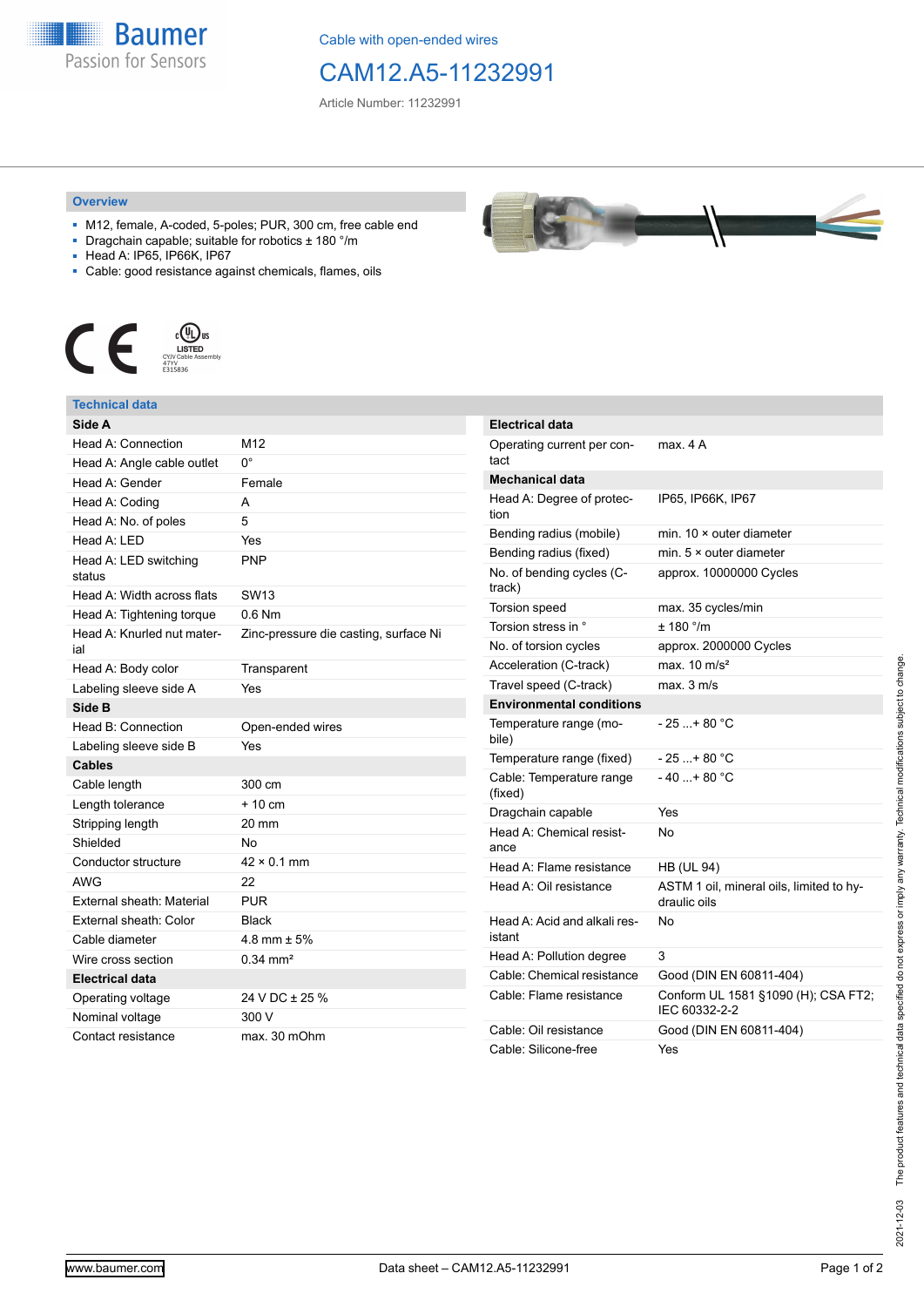Cable with open-ended wires

# CAM12.A5-11232991

Article Number: 11232991

## Overview

- M12, female, A-coded, 5-poles; PUR, 300 cm, free cable end
- Dragchain capable; suitable for robotics ± 180 °/m
- Head A: IP65, IP66K, IP67
- Cable: good resistance against chemicals, flames, oils

## Technical data

| Side A | |
|---|---|
| Head A: Connection | M12 |
| Head A: Angle cable outlet | 0° |
| Head A: Gender | Female |
| Head A: Coding | A |
| Head A: No. of poles | 5 |
| Head A: LED | Yes |
| Head A: LED switching status | PNP |
| Head A: Width across flats | SW13 |
| Head A: Tightening torque | 0.6 Nm |
| Head A: Knurled nut material | Zinc-pressure die casting, surface Ni |
| Head A: Body color | Transparent |
| Labeling sleeve side A | Yes |
| **Side B** | |
| Head B: Connection | Open-ended wires |
| Labeling sleeve side B | Yes |
| **Cables** | |
| Cable length | 300 cm |
| Length tolerance | + 10 cm |
| Stripping length | 20 mm |
| Shielded | No |
| Conductor structure | 42 × 0.1 mm |
| AWG | 22 |
| External sheath: Material | PUR |
| External sheath: Color | Black |
| Cable diameter | 4.8 mm ± 5% |
| Wire cross section | 0.34 mm² |
| **Electrical data** | |
| Operating voltage | 24 V DC ± 25 % |
| Nominal voltage | 300 V |
| Contact resistance | max. 30 mOhm |

| Electrical data | |
|---|---|
| Operating current per contact | max. 4 A |
| **Mechanical data** | |
| Head A: Degree of protection | IP65, IP66K, IP67 |
| Bending radius (mobile) | min. 10 × outer diameter |
| Bending radius (fixed) | min. 5 × outer diameter |
| No. of bending cycles (C-track) | approx. 10000000 Cycles |
| Torsion speed | max. 35 cycles/min |
| Torsion stress in ° | ± 180 °/m |
| No. of torsion cycles | approx. 2000000 Cycles |
| Acceleration (C-track) | max. 10 m/s² |
| Travel speed (C-track) | max. 3 m/s |
| **Environmental conditions** | |
| Temperature range (mobile) | - 25 ...+ 80 °C |
| Temperature range (fixed) | - 25 ...+ 80 °C |
| Cable: Temperature range (fixed) | - 40 ...+ 80 °C |
| Dragchain capable | Yes |
| Head A: Chemical resistance | No |
| Head A: Flame resistance | HB (UL 94) |
| Head A: Oil resistance | ASTM 1 oil, mineral oils, limited to hydraulic oils |
| Head A: Acid and alkali resistant | No |
| Head A: Pollution degree | 3 |
| Cable: Chemical resistance | Good (DIN EN 60811-404) |
| Cable: Flame resistance | Conform UL 1581 §1090 (H); CSA FT2; IEC 60332-2-2 |
| Cable: Oil resistance | Good (DIN EN 60811-404) |
| Cable: Silicone-free | Yes |

2021-12-03 The product features and technical data specified do not express or imply any warranty. Technical modifications subject to change.

www.baumer.com Data sheet – CAM12.A5-11232991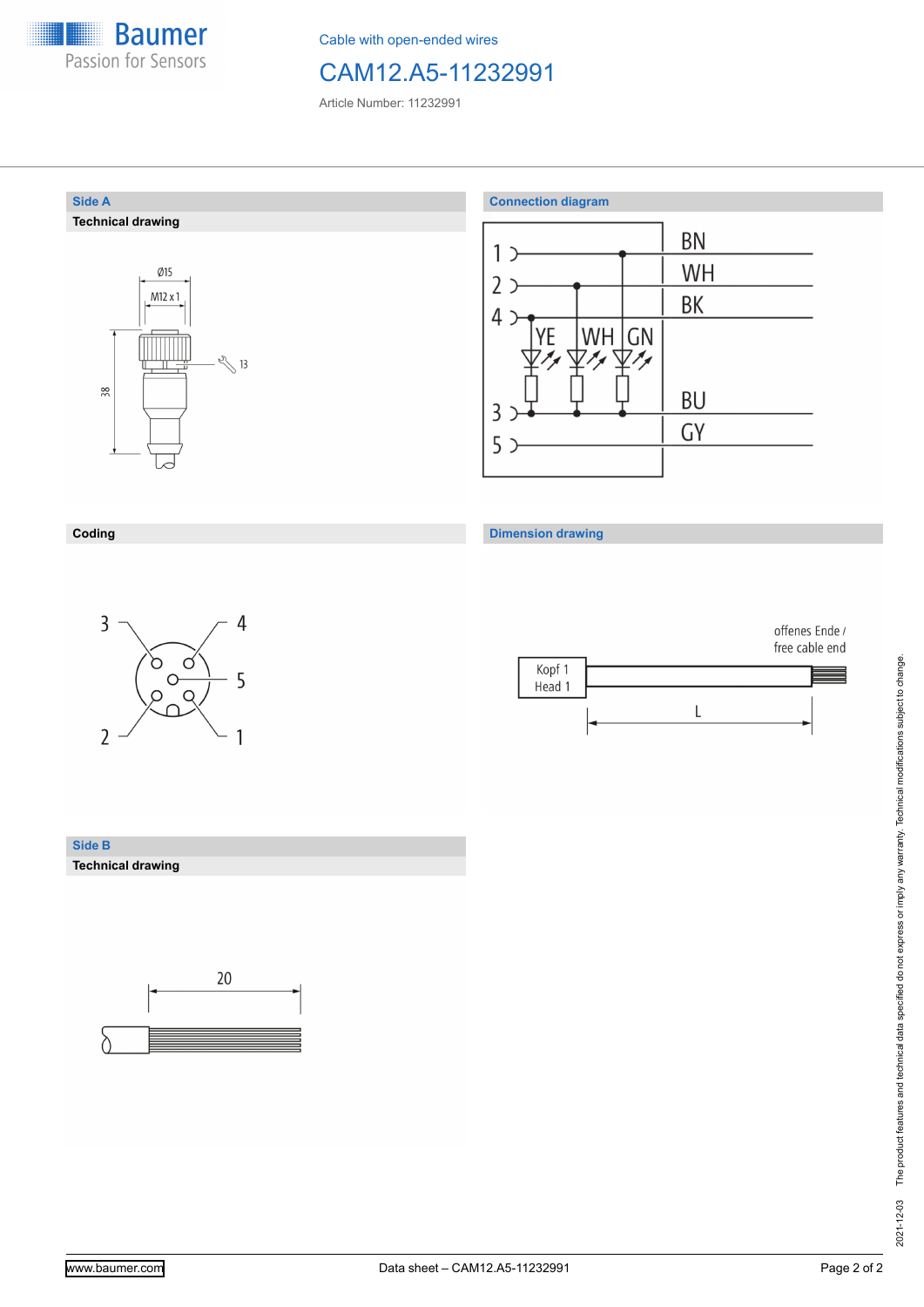Cable with open-ended wires

# CAM12.A5-11232991

Article Number: 11232991

## Side A

### Technical drawing

Ø15

M12 x 1

13

38

## Connection diagram

1
2
4
3
5

BN
WH
BK
YE
WH
GN
BU
GY

### Coding

3
4
5
2
1

## Dimension drawing

offenes Ende / free cable end

Kopf 1
Head 1

L

## Side B

### Technical drawing

20

The product features and technical data specified do not express or imply any warranty. Technical modifications subject to change.

2021-12-03

www.baumer.com

Data sheet – CAM12.A5-11232991